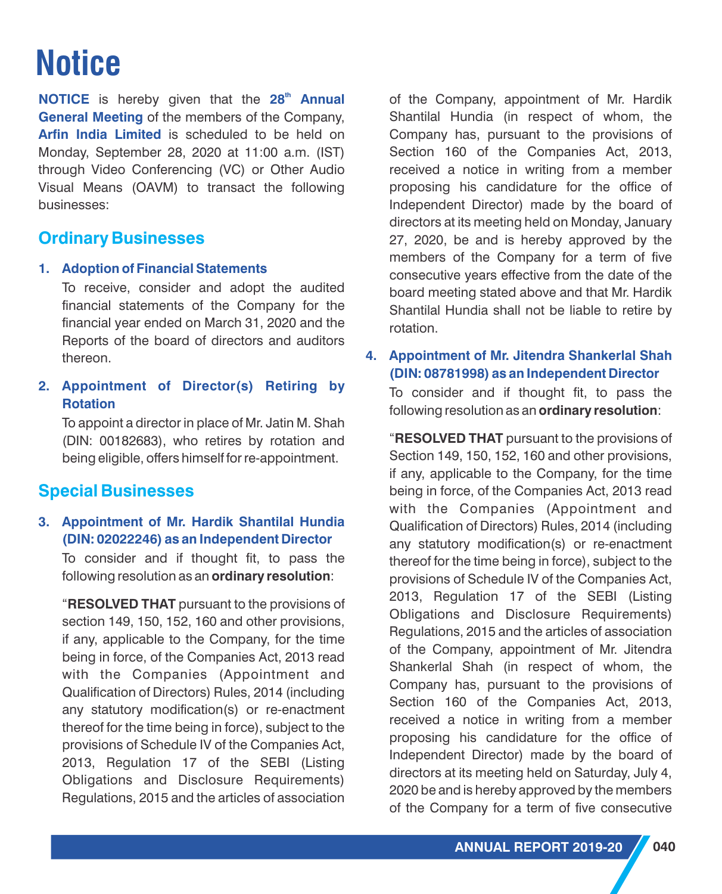# Notice

**NOTICE** is hereby given that the **28th Annual General Meeting** of the members of the Company, **Arfin India Limited** is scheduled to be held on Monday, September 28, 2020 at 11:00 a.m. (IST) through Video Conferencing (VC) or Other Audio Visual Means (OAVM) to transact the following businesses:

## Ordinary Businesses

### 1. Adoption of Financial Statements

To receive, consider and adopt the audited financial statements of the Company for the financial year ended on March 31, 2020 and the Reports of the board of directors and auditors thereon.

### 2. Appointment of Director(s) Retiring by Rotation

To appoint a director in place of Mr. Jatin M. Shah (DIN: 00182683), who retires by rotation and being eligible, offers himself for re-appointment.

## Special Businesses

### 3. Appointment of Mr. Hardik Shantilal Hundia (DIN: 02022246) as an Independent Director

To consider and if thought fit, to pass the following resolution as an **ordinary resolution**:

"**RESOLVED THAT** pursuant to the provisions of section 149, 150, 152, 160 and other provisions, if any, applicable to the Company, for the time being in force, of the Companies Act, 2013 read with the Companies (Appointment and Qualification of Directors) Rules, 2014 (including any statutory modification(s) or re-enactment thereof for the time being in force), subject to the provisions of Schedule IV of the Companies Act, 2013, Regulation 17 of the SEBI (Listing Obligations and Disclosure Requirements) Regulations, 2015 and the articles of association of the Company, appointment of Mr. Hardik Shantilal Hundia (in respect of whom, the Company has, pursuant to the provisions of Section 160 of the Companies Act, 2013, received a notice in writing from a member proposing his candidature for the office of Independent Director) made by the board of directors at its meeting held on Monday, January 27, 2020, be and is hereby approved by the members of the Company for a term of five consecutive years effective from the date of the board meeting stated above and that Mr. Hardik Shantilal Hundia shall not be liable to retire by rotation.

### 4. Appointment of Mr. Jitendra Shankerlal Shah (DIN: 08781998) as an Independent Director

To consider and if thought fit, to pass the following resolution as an **ordinary resolution**:

"**RESOLVED THAT** pursuant to the provisions of Section 149, 150, 152, 160 and other provisions, if any, applicable to the Company, for the time being in force, of the Companies Act, 2013 read with the Companies (Appointment and Qualification of Directors) Rules, 2014 (including any statutory modification(s) or re-enactment thereof for the time being in force), subject to the provisions of Schedule IV of the Companies Act, 2013, Regulation 17 of the SEBI (Listing Obligations and Disclosure Requirements) Regulations, 2015 and the articles of association of the Company, appointment of Mr. Jitendra Shankerlal Shah (in respect of whom, the Company has, pursuant to the provisions of Section 160 of the Companies Act, 2013, received a notice in writing from a member proposing his candidature for the office of Independent Director) made by the board of directors at its meeting held on Saturday, July 4, 2020 be and is hereby approved by the members of the Company for a term of five consecutive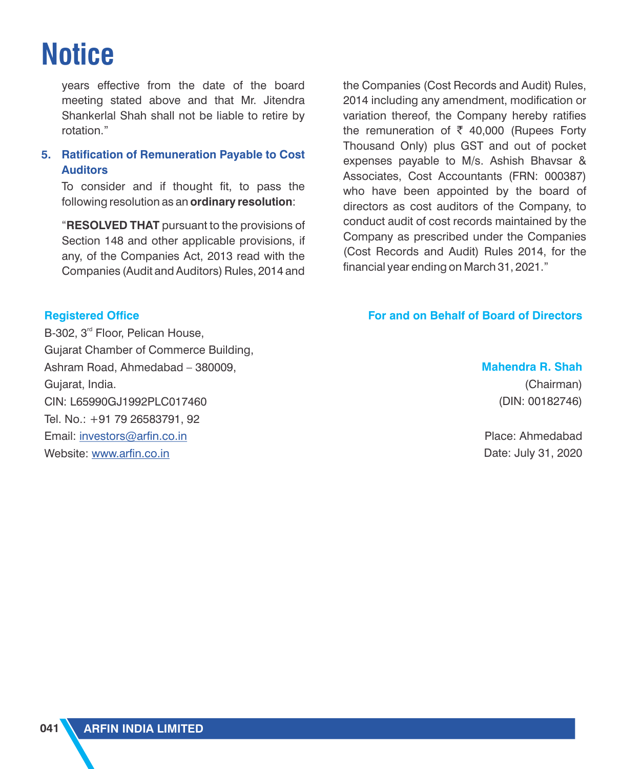# Notice

years effective from the date of the board meeting stated above and that Mr. Jitendra Shankerlal Shah shall not be liable to retire by rotation."

5. **Ratification of Remuneration Payable to Cost Auditors**

   To consider and if thought fit, to pass the following resolution as an **ordinary resolution**:

   "**RESOLVED THAT** pursuant to the provisions of Section 148 and other applicable provisions, if any, of the Companies Act, 2013 read with the Companies (Audit and Auditors) Rules, 2014 and the Companies (Cost Records and Audit) Rules, 2014 including any amendment, modification or variation thereof, the Company hereby ratifies the remuneration of ₹ 40,000 (Rupees Forty Thousand Only) plus GST and out of pocket expenses payable to M/s. Ashish Bhavsar & Associates, Cost Accountants (FRN: 000387) who have been appointed by the board of directors as cost auditors of the Company, to conduct audit of cost records maintained by the Company as prescribed under the Companies (Cost Records and Audit) Rules 2014, for the financial year ending on March 31, 2021."

**Registered Office**

B-302, 3rd Floor, Pelican House,
Gujarat Chamber of Commerce Building,
Ashram Road, Ahmedabad – 380009,
Gujarat, India.
CIN: L65990GJ1992PLC017460
Tel. No.: +91 79 26583791, 92
Email: investors@arfin.co.in
Website: www.arfin.co.in

**For and on Behalf of Board of Directors**

**Mahendra R. Shah**
(Chairman)
(DIN: 00182746)

Place: Ahmedabad
Date: July 31, 2020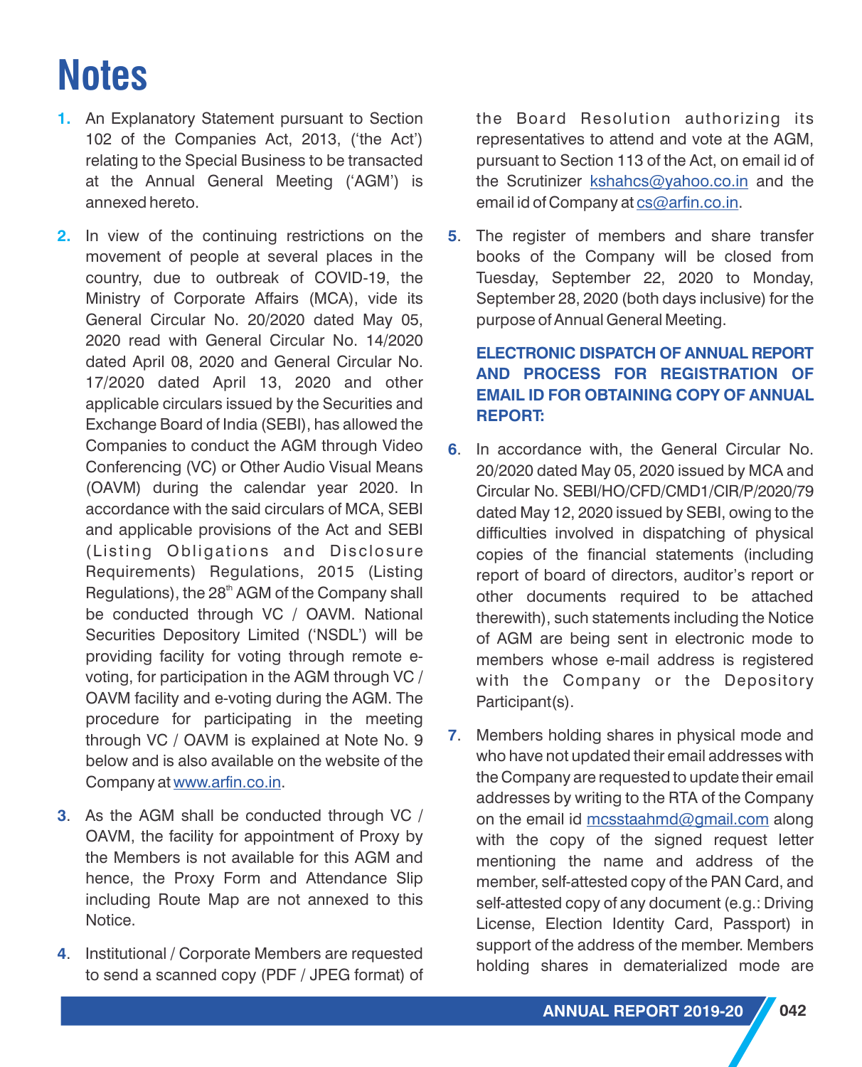# Notes

1. An Explanatory Statement pursuant to Section 102 of the Companies Act, 2013, ('the Act') relating to the Special Business to be transacted at the Annual General Meeting ('AGM') is annexed hereto.

2. In view of the continuing restrictions on the movement of people at several places in the country, due to outbreak of COVID-19, the Ministry of Corporate Affairs (MCA), vide its General Circular No. 20/2020 dated May 05, 2020 read with General Circular No. 14/2020 dated April 08, 2020 and General Circular No. 17/2020 dated April 13, 2020 and other applicable circulars issued by the Securities and Exchange Board of India (SEBI), has allowed the Companies to conduct the AGM through Video Conferencing (VC) or Other Audio Visual Means (OAVM) during the calendar year 2020. In accordance with the said circulars of MCA, SEBI and applicable provisions of the Act and SEBI (Listing Obligations and Disclosure Requirements) Regulations, 2015 (Listing Regulations), the 28th AGM of the Company shall be conducted through VC / OAVM. National Securities Depository Limited ('NSDL') will be providing facility for voting through remote e-voting, for participation in the AGM through VC / OAVM facility and e-voting during the AGM. The procedure for participating in the meeting through VC / OAVM is explained at Note No. 9 below and is also available on the website of the Company at www.arfin.co.in.

3. As the AGM shall be conducted through VC / OAVM, the facility for appointment of Proxy by the Members is not available for this AGM and hence, the Proxy Form and Attendance Slip including Route Map are not annexed to this Notice.

4. Institutional / Corporate Members are requested to send a scanned copy (PDF / JPEG format) of the Board Resolution authorizing its representatives to attend and vote at the AGM, pursuant to Section 113 of the Act, on email id of the Scrutinizer kshahcs@yahoo.co.in and the email id of Company at cs@arfin.co.in.

5. The register of members and share transfer books of the Company will be closed from Tuesday, September 22, 2020 to Monday, September 28, 2020 (both days inclusive) for the purpose of Annual General Meeting.

**ELECTRONIC DISPATCH OF ANNUAL REPORT AND PROCESS FOR REGISTRATION OF EMAIL ID FOR OBTAINING COPY OF ANNUAL REPORT:**

6. In accordance with, the General Circular No. 20/2020 dated May 05, 2020 issued by MCA and Circular No. SEBI/HO/CFD/CMD1/CIR/P/2020/79 dated May 12, 2020 issued by SEBI, owing to the difficulties involved in dispatching of physical copies of the financial statements (including report of board of directors, auditor's report or other documents required to be attached therewith), such statements including the Notice of AGM are being sent in electronic mode to members whose e-mail address is registered with the Company or the Depository Participant(s).

7. Members holding shares in physical mode and who have not updated their email addresses with the Company are requested to update their email addresses by writing to the RTA of the Company on the email id mcsstaahmd@gmail.com along with the copy of the signed request letter mentioning the name and address of the member, self-attested copy of the PAN Card, and self-attested copy of any document (e.g.: Driving License, Election Identity Card, Passport) in support of the address of the member. Members holding shares in dematerialized mode are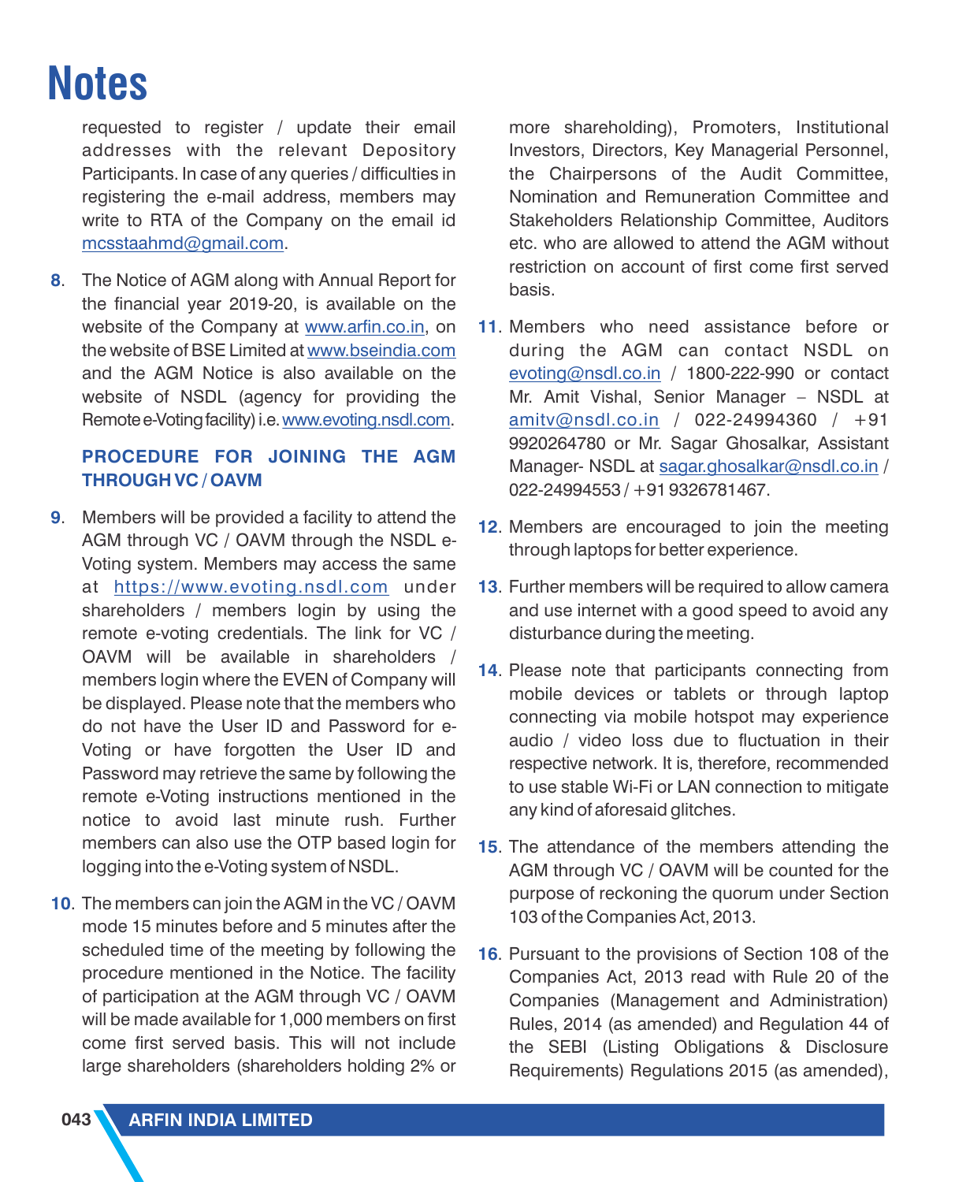# Notes

requested to register / update their email addresses with the relevant Depository Participants. In case of any queries / difficulties in registering the e-mail address, members may write to RTA of the Company on the email id mcsstaahmd@gmail.com.

**8**. The Notice of AGM along with Annual Report for the financial year 2019-20, is available on the website of the Company at www.arfin.co.in, on the website of BSE Limited at www.bseindia.com and the AGM Notice is also available on the website of NSDL (agency for providing the Remote e-Voting facility) i.e. www.evoting.nsdl.com.

## PROCEDURE FOR JOINING THE AGM THROUGH VC / OAVM

**9**. Members will be provided a facility to attend the AGM through VC / OAVM through the NSDL e-Voting system. Members may access the same at https://www.evoting.nsdl.com under shareholders / members login by using the remote e-voting credentials. The link for VC / OAVM will be available in shareholders / members login where the EVEN of Company will be displayed. Please note that the members who do not have the User ID and Password for e-Voting or have forgotten the User ID and Password may retrieve the same by following the remote e-Voting instructions mentioned in the notice to avoid last minute rush. Further members can also use the OTP based login for logging into the e-Voting system of NSDL.

**10**. The members can join the AGM in the VC / OAVM mode 15 minutes before and 5 minutes after the scheduled time of the meeting by following the procedure mentioned in the Notice. The facility of participation at the AGM through VC / OAVM will be made available for 1,000 members on first come first served basis. This will not include large shareholders (shareholders holding 2% or more shareholding), Promoters, Institutional Investors, Directors, Key Managerial Personnel, the Chairpersons of the Audit Committee, Nomination and Remuneration Committee and Stakeholders Relationship Committee, Auditors etc. who are allowed to attend the AGM without restriction on account of first come first served basis.

**11**. Members who need assistance before or during the AGM can contact NSDL on evoting@nsdl.co.in / 1800-222-990 or contact Mr. Amit Vishal, Senior Manager – NSDL at amitv@nsdl.co.in / 022-24994360 / +91 9920264780 or Mr. Sagar Ghosalkar, Assistant Manager- NSDL at sagar.ghosalkar@nsdl.co.in / 022-24994553 / +91 9326781467.

**12**. Members are encouraged to join the meeting through laptops for better experience.

**13**. Further members will be required to allow camera and use internet with a good speed to avoid any disturbance during the meeting.

**14**. Please note that participants connecting from mobile devices or tablets or through laptop connecting via mobile hotspot may experience audio / video loss due to fluctuation in their respective network. It is, therefore, recommended to use stable Wi-Fi or LAN connection to mitigate any kind of aforesaid glitches.

**15**. The attendance of the members attending the AGM through VC / OAVM will be counted for the purpose of reckoning the quorum under Section 103 of the Companies Act, 2013.

**16**. Pursuant to the provisions of Section 108 of the Companies Act, 2013 read with Rule 20 of the Companies (Management and Administration) Rules, 2014 (as amended) and Regulation 44 of the SEBI (Listing Obligations & Disclosure Requirements) Regulations 2015 (as amended),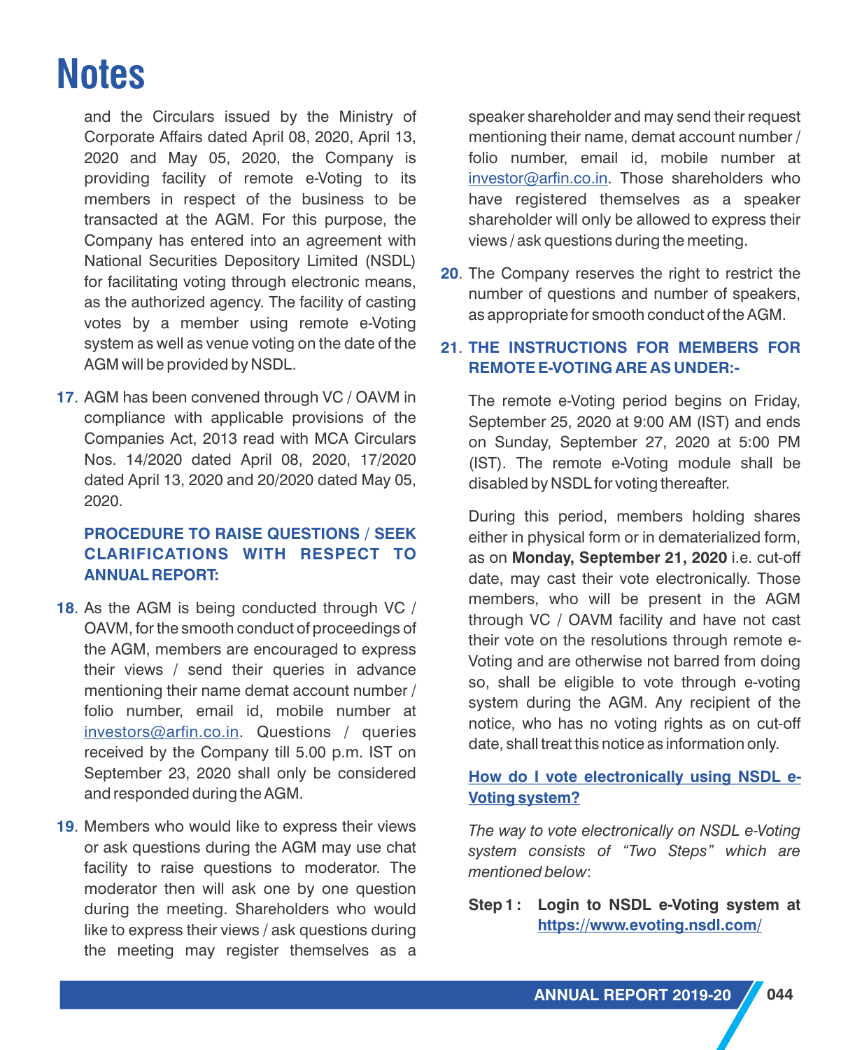# Notes

and the Circulars issued by the Ministry of Corporate Affairs dated April 08, 2020, April 13, 2020 and May 05, 2020, the Company is providing facility of remote e-Voting to its members in respect of the business to be transacted at the AGM. For this purpose, the Company has entered into an agreement with National Securities Depository Limited (NSDL) for facilitating voting through electronic means, as the authorized agency. The facility of casting votes by a member using remote e-Voting system as well as venue voting on the date of the AGM will be provided by NSDL.

**17**. AGM has been convened through VC / OAVM in compliance with applicable provisions of the Companies Act, 2013 read with MCA Circulars Nos. 14/2020 dated April 08, 2020, 17/2020 dated April 13, 2020 and 20/2020 dated May 05, 2020.

**PROCEDURE TO RAISE QUESTIONS / SEEK CLARIFICATIONS WITH RESPECT TO ANNUAL REPORT:**

**18**. As the AGM is being conducted through VC / OAVM, for the smooth conduct of proceedings of the AGM, members are encouraged to express their views / send their queries in advance mentioning their name demat account number / folio number, email id, mobile number at investors@arfin.co.in. Questions / queries received by the Company till 5.00 p.m. IST on September 23, 2020 shall only be considered and responded during the AGM.

**19**. Members who would like to express their views or ask questions during the AGM may use chat facility to raise questions to moderator. The moderator then will ask one by one question during the meeting. Shareholders who would like to express their views / ask questions during the meeting may register themselves as a speaker shareholder and may send their request mentioning their name, demat account number / folio number, email id, mobile number at investor@arfin.co.in. Those shareholders who have registered themselves as a speaker shareholder will only be allowed to express their views / ask questions during the meeting.

**20**. The Company reserves the right to restrict the number of questions and number of speakers, as appropriate for smooth conduct of the AGM.

**21**. **THE INSTRUCTIONS FOR MEMBERS FOR REMOTE E-VOTING ARE AS UNDER:-**

The remote e-Voting period begins on Friday, September 25, 2020 at 9:00 AM (IST) and ends on Sunday, September 27, 2020 at 5:00 PM (IST). The remote e-Voting module shall be disabled by NSDL for voting thereafter.

During this period, members holding shares either in physical form or in dematerialized form, as on **Monday, September 21, 2020** i.e. cut-off date, may cast their vote electronically. Those members, who will be present in the AGM through VC / OAVM facility and have not cast their vote on the resolutions through remote e-Voting and are otherwise not barred from doing so, shall be eligible to vote through e-voting system during the AGM. Any recipient of the notice, who has no voting rights as on cut-off date, shall treat this notice as information only.

**How do I vote electronically using NSDL e-Voting system?**

*The way to vote electronically on NSDL e-Voting system consists of "Two Steps" which are mentioned below*:

**Step 1 : Login to NSDL e-Voting system at https://www.evoting.nsdl.com/**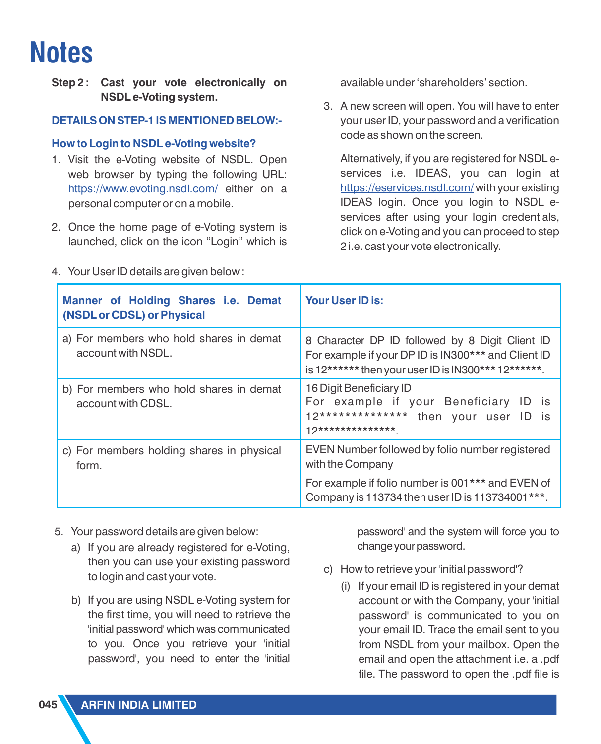# Notes

**Step 2 : Cast your vote electronically on NSDL e-Voting system.**

**DETAILS ON STEP-1 IS MENTIONED BELOW:-**

**How to Login to NSDL e-Voting website?**

1. Visit the e-Voting website of NSDL. Open web browser by typing the following URL: https://www.evoting.nsdl.com/ either on a personal computer or on a mobile.

2. Once the home page of e-Voting system is launched, click on the icon "Login" which is available under 'shareholders' section.

3. A new screen will open. You will have to enter your user ID, your password and a verification code as shown on the screen.

   Alternatively, if you are registered for NSDL e-services i.e. IDEAS, you can login at https://eservices.nsdl.com/ with your existing IDEAS login. Once you login to NSDL e-services after using your login credentials, click on e-Voting and you can proceed to step 2 i.e. cast your vote electronically.

4. Your User ID details are given below :

| Manner of Holding Shares i.e. Demat (NSDL or CDSL) or Physical | Your User ID is: |
|---|---|
| a) For members who hold shares in demat account with NSDL. | 8 Character DP ID followed by 8 Digit Client ID For example if your DP ID is IN300*** and Client ID is 12****** then your user ID is IN300*** 12******. |
| b) For members who hold shares in demat account with CDSL. | 16 Digit Beneficiary ID For example if your Beneficiary ID is 12************** then your user ID is 12**************. |
| c) For members holding shares in physical form. | EVEN Number followed by folio number registered with the Company<br>For example if folio number is 001*** and EVEN of Company is 113734 then user ID is 113734001***. |

5. Your password details are given below:
   a) If you are already registered for e-Voting, then you can use your existing password to login and cast your vote.
   b) If you are using NSDL e-Voting system for the first time, you will need to retrieve the 'initial password' which was communicated to you. Once you retrieve your 'initial password', you need to enter the 'initial password' and the system will force you to change your password.
   c) How to retrieve your 'initial password'?
      (i) If your email ID is registered in your demat account or with the Company, your 'initial password' is communicated to you on your email ID. Trace the email sent to you from NSDL from your mailbox. Open the email and open the attachment i.e. a .pdf file. The password to open the .pdf file is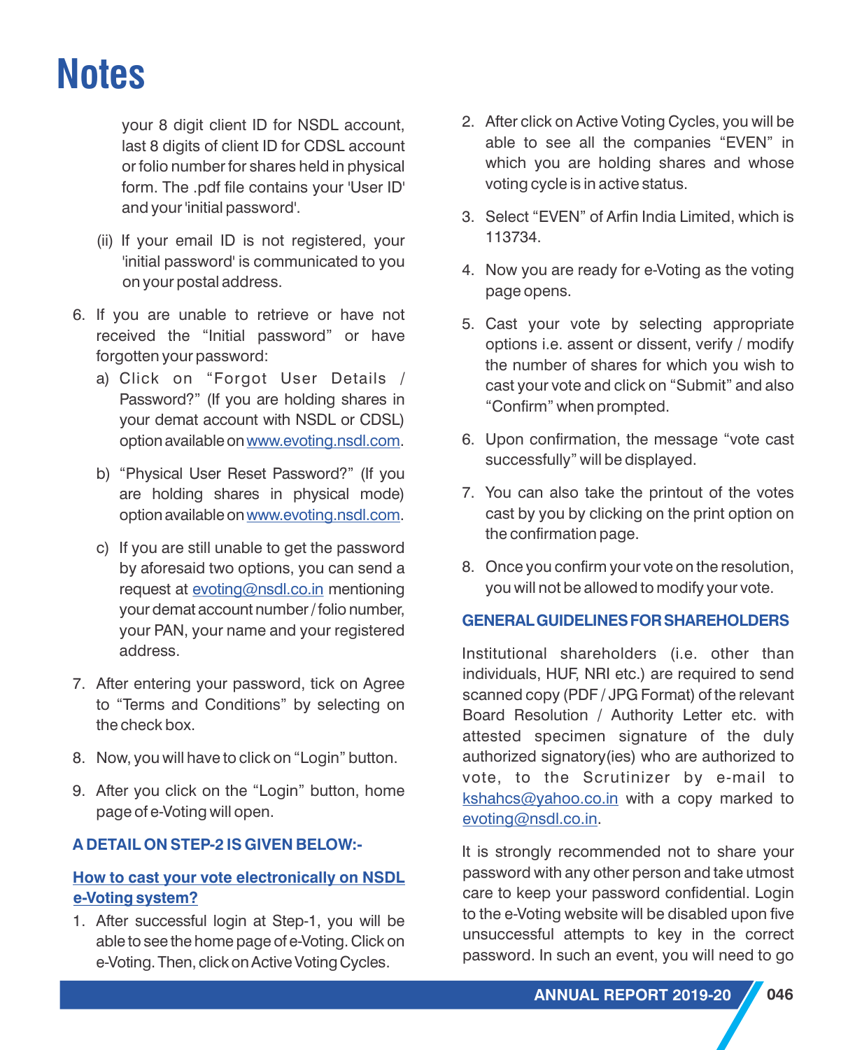# Notes

your 8 digit client ID for NSDL account, last 8 digits of client ID for CDSL account or folio number for shares held in physical form. The .pdf file contains your 'User ID' and your 'initial password'.

(ii) If your email ID is not registered, your 'initial password' is communicated to you on your postal address.

6. If you are unable to retrieve or have not received the "Initial password" or have forgotten your password:

   a) Click on "Forgot User Details / Password?" (If you are holding shares in your demat account with NSDL or CDSL) option available on www.evoting.nsdl.com.

   b) "Physical User Reset Password?" (If you are holding shares in physical mode) option available on www.evoting.nsdl.com.

   c) If you are still unable to get the password by aforesaid two options, you can send a request at evoting@nsdl.co.in mentioning your demat account number / folio number, your PAN, your name and your registered address.

7. After entering your password, tick on Agree to "Terms and Conditions" by selecting on the check box.

8. Now, you will have to click on "Login" button.

9. After you click on the "Login" button, home page of e-Voting will open.

**A DETAIL ON STEP-2 IS GIVEN BELOW:-**

**How to cast your vote electronically on NSDL e-Voting system?**

1. After successful login at Step-1, you will be able to see the home page of e-Voting. Click on e-Voting. Then, click on Active Voting Cycles.

2. After click on Active Voting Cycles, you will be able to see all the companies "EVEN" in which you are holding shares and whose voting cycle is in active status.

3. Select "EVEN" of Arfin India Limited, which is 113734.

4. Now you are ready for e-Voting as the voting page opens.

5. Cast your vote by selecting appropriate options i.e. assent or dissent, verify / modify the number of shares for which you wish to cast your vote and click on "Submit" and also "Confirm" when prompted.

6. Upon confirmation, the message "vote cast successfully" will be displayed.

7. You can also take the printout of the votes cast by you by clicking on the print option on the confirmation page.

8. Once you confirm your vote on the resolution, you will not be allowed to modify your vote.

**GENERAL GUIDELINES FOR SHAREHOLDERS**

Institutional shareholders (i.e. other than individuals, HUF, NRI etc.) are required to send scanned copy (PDF / JPG Format) of the relevant Board Resolution / Authority Letter etc. with attested specimen signature of the duly authorized signatory(ies) who are authorized to vote, to the Scrutinizer by e-mail to kshahcs@yahoo.co.in with a copy marked to evoting@nsdl.co.in.

It is strongly recommended not to share your password with any other person and take utmost care to keep your password confidential. Login to the e-Voting website will be disabled upon five unsuccessful attempts to key in the correct password. In such an event, you will need to go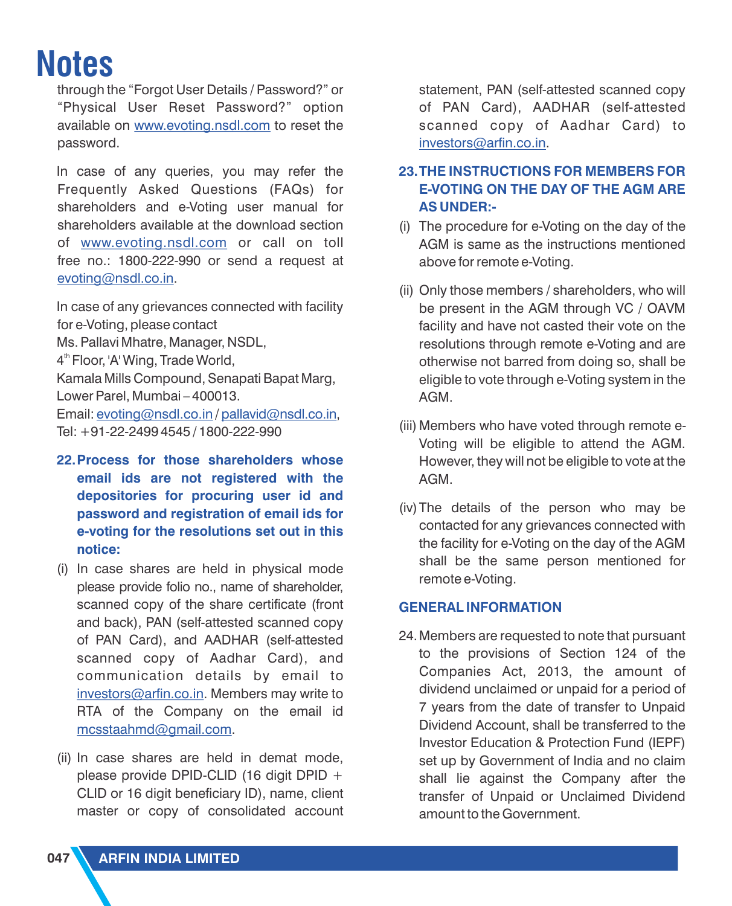# Notes

through the "Forgot User Details / Password?" or "Physical User Reset Password?" option available on www.evoting.nsdl.com to reset the password.

In case of any queries, you may refer the Frequently Asked Questions (FAQs) for shareholders and e-Voting user manual for shareholders available at the download section of www.evoting.nsdl.com or call on toll free no.: 1800-222-990 or send a request at evoting@nsdl.co.in.

In case of any grievances connected with facility for e-Voting, please contact
Ms. Pallavi Mhatre, Manager, NSDL,
4th Floor, 'A' Wing, Trade World,
Kamala Mills Compound, Senapati Bapat Marg,
Lower Parel, Mumbai – 400013.
Email: evoting@nsdl.co.in / pallavid@nsdl.co.in,
Tel: +91-22-2499 4545 / 1800-222-990

**22. Process for those shareholders whose email ids are not registered with the depositories for procuring user id and password and registration of email ids for e-voting for the resolutions set out in this notice:**

(i) In case shares are held in physical mode please provide folio no., name of shareholder, scanned copy of the share certificate (front and back), PAN (self-attested scanned copy of PAN Card), and AADHAR (self-attested scanned copy of Aadhar Card), and communication details by email to investors@arfin.co.in. Members may write to RTA of the Company on the email id mcsstaahmd@gmail.com.

(ii) In case shares are held in demat mode, please provide DPID-CLID (16 digit DPID + CLID or 16 digit beneficiary ID), name, client master or copy of consolidated account statement, PAN (self-attested scanned copy of PAN Card), AADHAR (self-attested scanned copy of Aadhar Card) to investors@arfin.co.in.

**23. THE INSTRUCTIONS FOR MEMBERS FOR E-VOTING ON THE DAY OF THE AGM ARE AS UNDER:-**

(i) The procedure for e-Voting on the day of the AGM is same as the instructions mentioned above for remote e-Voting.

(ii) Only those members / shareholders, who will be present in the AGM through VC / OAVM facility and have not casted their vote on the resolutions through remote e-Voting and are otherwise not barred from doing so, shall be eligible to vote through e-Voting system in the AGM.

(iii) Members who have voted through remote e-Voting will be eligible to attend the AGM. However, they will not be eligible to vote at the AGM.

(iv) The details of the person who may be contacted for any grievances connected with the facility for e-Voting on the day of the AGM shall be the same person mentioned for remote e-Voting.

## GENERAL INFORMATION

24. Members are requested to note that pursuant to the provisions of Section 124 of the Companies Act, 2013, the amount of dividend unclaimed or unpaid for a period of 7 years from the date of transfer to Unpaid Dividend Account, shall be transferred to the Investor Education & Protection Fund (IEPF) set up by Government of India and no claim shall lie against the Company after the transfer of Unpaid or Unclaimed Dividend amount to the Government.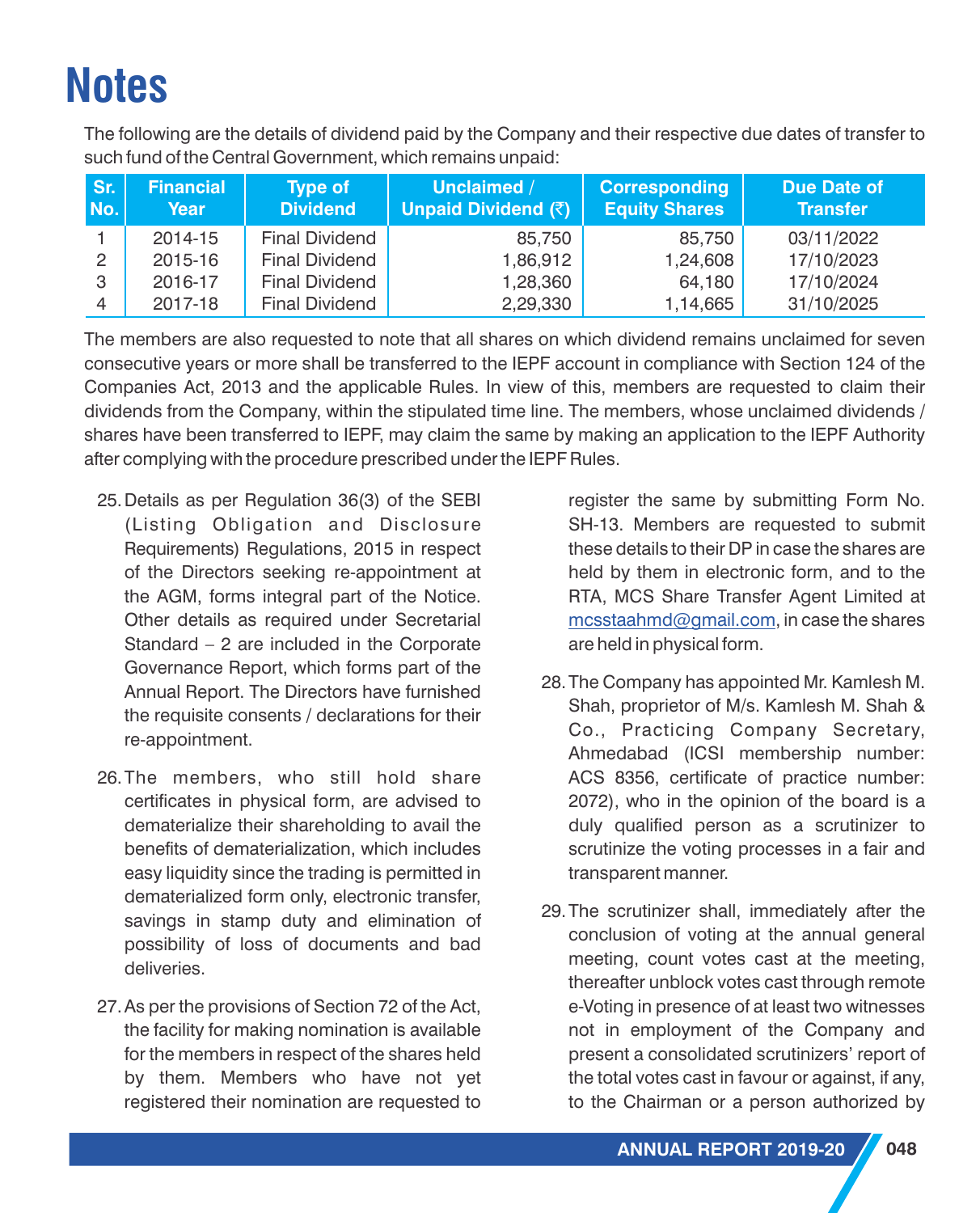# Notes

The following are the details of dividend paid by the Company and their respective due dates of transfer to such fund of the Central Government, which remains unpaid:

| Sr. No. | Financial Year | Type of Dividend | Unclaimed / Unpaid Dividend (₹) | Corresponding Equity Shares | Due Date of Transfer |
|---|---|---|---|---|---|
| 1 | 2014-15 | Final Dividend | 85,750 | 85,750 | 03/11/2022 |
| 2 | 2015-16 | Final Dividend | 1,86,912 | 1,24,608 | 17/10/2023 |
| 3 | 2016-17 | Final Dividend | 1,28,360 | 64,180 | 17/10/2024 |
| 4 | 2017-18 | Final Dividend | 2,29,330 | 1,14,665 | 31/10/2025 |

The members are also requested to note that all shares on which dividend remains unclaimed for seven consecutive years or more shall be transferred to the IEPF account in compliance with Section 124 of the Companies Act, 2013 and the applicable Rules. In view of this, members are requested to claim their dividends from the Company, within the stipulated time line. The members, whose unclaimed dividends / shares have been transferred to IEPF, may claim the same by making an application to the IEPF Authority after complying with the procedure prescribed under the IEPF Rules.

25. Details as per Regulation 36(3) of the SEBI (Listing Obligation and Disclosure Requirements) Regulations, 2015 in respect of the Directors seeking re-appointment at the AGM, forms integral part of the Notice. Other details as required under Secretarial Standard – 2 are included in the Corporate Governance Report, which forms part of the Annual Report. The Directors have furnished the requisite consents / declarations for their re-appointment.

26. The members, who still hold share certificates in physical form, are advised to dematerialize their shareholding to avail the benefits of dematerialization, which includes easy liquidity since the trading is permitted in dematerialized form only, electronic transfer, savings in stamp duty and elimination of possibility of loss of documents and bad deliveries.

27. As per the provisions of Section 72 of the Act, the facility for making nomination is available for the members in respect of the shares held by them. Members who have not yet registered their nomination are requested to register the same by submitting Form No. SH-13. Members are requested to submit these details to their DP in case the shares are held by them in electronic form, and to the RTA, MCS Share Transfer Agent Limited at mcsstaahmd@gmail.com, in case the shares are held in physical form.

28. The Company has appointed Mr. Kamlesh M. Shah, proprietor of M/s. Kamlesh M. Shah & Co., Practicing Company Secretary, Ahmedabad (ICSI membership number: ACS 8356, certificate of practice number: 2072), who in the opinion of the board is a duly qualified person as a scrutinizer to scrutinize the voting processes in a fair and transparent manner.

29. The scrutinizer shall, immediately after the conclusion of voting at the annual general meeting, count votes cast at the meeting, thereafter unblock votes cast through remote e-Voting in presence of at least two witnesses not in employment of the Company and present a consolidated scrutinizers' report of the total votes cast in favour or against, if any, to the Chairman or a person authorized by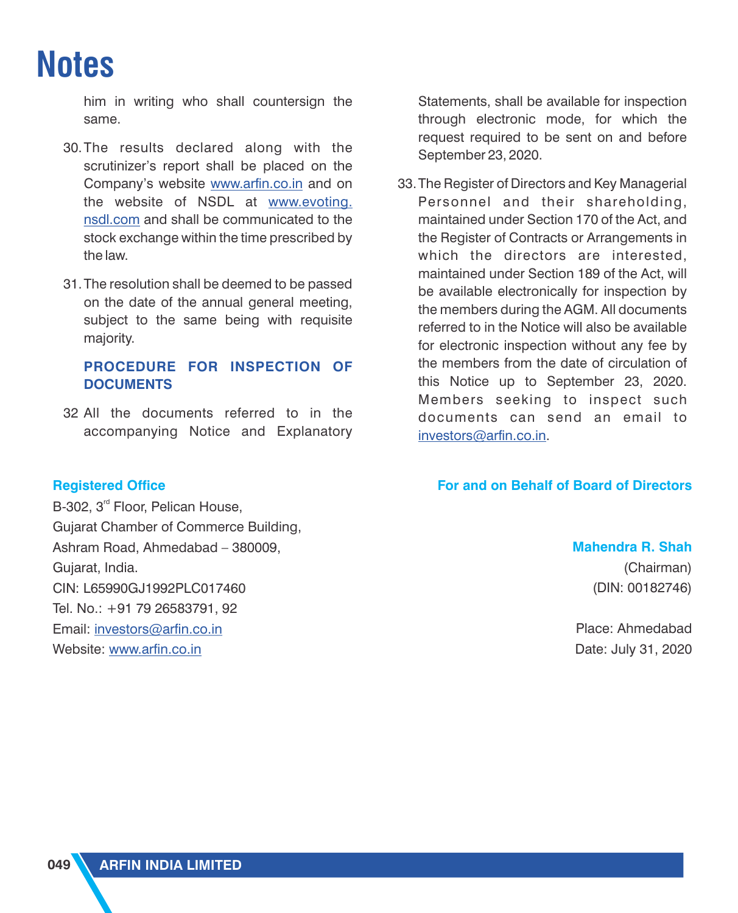# Notes

him in writing who shall countersign the same.

30. The results declared along with the scrutinizer's report shall be placed on the Company's website www.arfin.co.in and on the website of NSDL at www.evoting.nsdl.com and shall be communicated to the stock exchange within the time prescribed by the law.

31. The resolution shall be deemed to be passed on the date of the annual general meeting, subject to the same being with requisite majority.

**PROCEDURE FOR INSPECTION OF DOCUMENTS**

32 All the documents referred to in the accompanying Notice and Explanatory Statements, shall be available for inspection through electronic mode, for which the request required to be sent on and before September 23, 2020.

33. The Register of Directors and Key Managerial Personnel and their shareholding, maintained under Section 170 of the Act, and the Register of Contracts or Arrangements in which the directors are interested, maintained under Section 189 of the Act, will be available electronically for inspection by the members during the AGM. All documents referred to in the Notice will also be available for electronic inspection without any fee by the members from the date of circulation of this Notice up to September 23, 2020. Members seeking to inspect such documents can send an email to investors@arfin.co.in.

**Registered Office**

B-302, 3rd Floor, Pelican House,
Gujarat Chamber of Commerce Building,
Ashram Road, Ahmedabad – 380009,
Gujarat, India.
CIN: L65990GJ1992PLC017460
Tel. No.: +91 79 26583791, 92
Email: investors@arfin.co.in
Website: www.arfin.co.in

**For and on Behalf of Board of Directors**

**Mahendra R. Shah**
(Chairman)
(DIN: 00182746)

Place: Ahmedabad
Date: July 31, 2020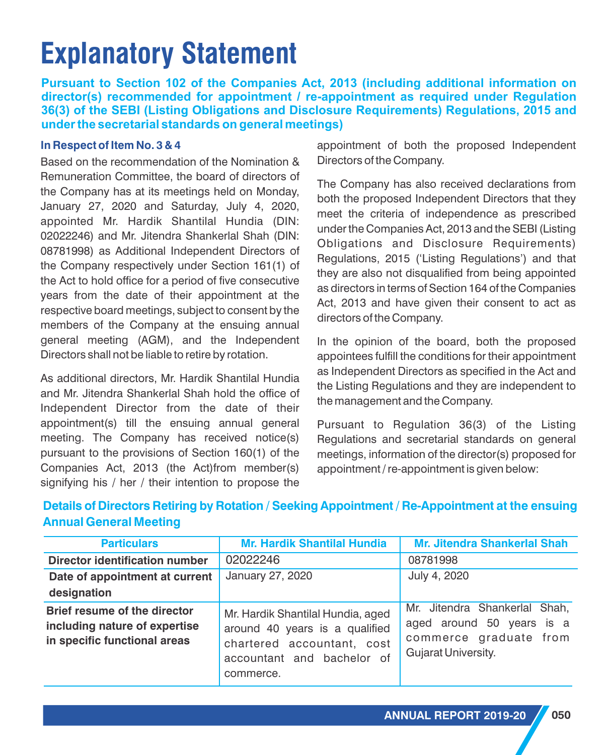# Explanatory Statement

**Pursuant to Section 102 of the Companies Act, 2013 (including additional information on director(s) recommended for appointment / re-appointment as required under Regulation 36(3) of the SEBI (Listing Obligations and Disclosure Requirements) Regulations, 2015 and under the secretarial standards on general meetings)**

**In Respect of Item No. 3 & 4**

Based on the recommendation of the Nomination & Remuneration Committee, the board of directors of the Company has at its meetings held on Monday, January 27, 2020 and Saturday, July 4, 2020, appointed Mr. Hardik Shantilal Hundia (DIN: 02022246) and Mr. Jitendra Shankerlal Shah (DIN: 08781998) as Additional Independent Directors of the Company respectively under Section 161(1) of the Act to hold office for a period of five consecutive years from the date of their appointment at the respective board meetings, subject to consent by the members of the Company at the ensuing annual general meeting (AGM), and the Independent Directors shall not be liable to retire by rotation.

As additional directors, Mr. Hardik Shantilal Hundia and Mr. Jitendra Shankerlal Shah hold the office of Independent Director from the date of their appointment(s) till the ensuing annual general meeting. The Company has received notice(s) pursuant to the provisions of Section 160(1) of the Companies Act, 2013 (the Act)from member(s) signifying his / her / their intention to propose the appointment of both the proposed Independent Directors of the Company.

The Company has also received declarations from both the proposed Independent Directors that they meet the criteria of independence as prescribed under the Companies Act, 2013 and the SEBI (Listing Obligations and Disclosure Requirements) Regulations, 2015 ('Listing Regulations') and that they are also not disqualified from being appointed as directors in terms of Section 164 of the Companies Act, 2013 and have given their consent to act as directors of the Company.

In the opinion of the board, both the proposed appointees fulfill the conditions for their appointment as Independent Directors as specified in the Act and the Listing Regulations and they are independent to the management and the Company.

Pursuant to Regulation 36(3) of the Listing Regulations and secretarial standards on general meetings, information of the director(s) proposed for appointment / re-appointment is given below:

## Details of Directors Retiring by Rotation / Seeking Appointment / Re-Appointment at the ensuing Annual General Meeting

| Particulars | Mr. Hardik Shantilal Hundia | Mr. Jitendra Shankerlal Shah |
|---|---|---|
| **Director identification number** | 02022246 | 08781998 |
| **Date of appointment at current designation** | January 27, 2020 | July 4, 2020 |
| **Brief resume of the director including nature of expertise in specific functional areas** | Mr. Hardik Shantilal Hundia, aged around 40 years is a qualified chartered accountant, cost accountant and bachelor of commerce. | Mr. Jitendra Shankerlal Shah, aged around 50 years is a commerce graduate from Gujarat University. |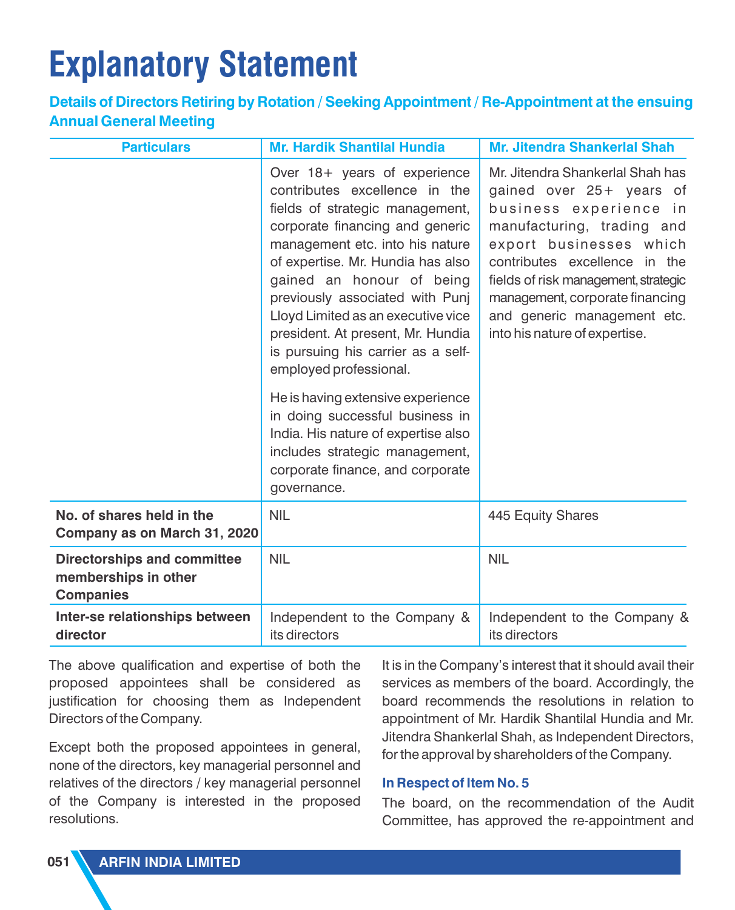# Explanatory Statement

### Details of Directors Retiring by Rotation / Seeking Appointment / Re-Appointment at the ensuing Annual General Meeting

| Particulars | Mr. Hardik Shantilal Hundia | Mr. Jitendra Shankerlal Shah |
|---|---|---|
| | Over 18+ years of experience contributes excellence in the fields of strategic management, corporate financing and generic management etc. into his nature of expertise. Mr. Hundia has also gained an honour of being previously associated with Punj Lloyd Limited as an executive vice president. At present, Mr. Hundia is pursuing his carrier as a self-employed professional.<br><br>He is having extensive experience in doing successful business in India. His nature of expertise also includes strategic management, corporate finance, and corporate governance. | Mr. Jitendra Shankerlal Shah has gained over 25+ years of business experience in manufacturing, trading and export businesses which contributes excellence in the fields of risk management, strategic management, corporate financing and generic management etc. into his nature of expertise. |
| **No. of shares held in the Company as on March 31, 2020** | NIL | 445 Equity Shares |
| **Directorships and committee memberships in other Companies** | NIL | NIL |
| **Inter-se relationships between director** | Independent to the Company & its directors | Independent to the Company & its directors |

The above qualification and expertise of both the proposed appointees shall be considered as justification for choosing them as Independent Directors of the Company.

Except both the proposed appointees in general, none of the directors, key managerial personnel and relatives of the directors / key managerial personnel of the Company is interested in the proposed resolutions.

It is in the Company's interest that it should avail their services as members of the board. Accordingly, the board recommends the resolutions in relation to appointment of Mr. Hardik Shantilal Hundia and Mr. Jitendra Shankerlal Shah, as Independent Directors, for the approval by shareholders of the Company.

#### In Respect of Item No. 5

The board, on the recommendation of the Audit Committee, has approved the re-appointment and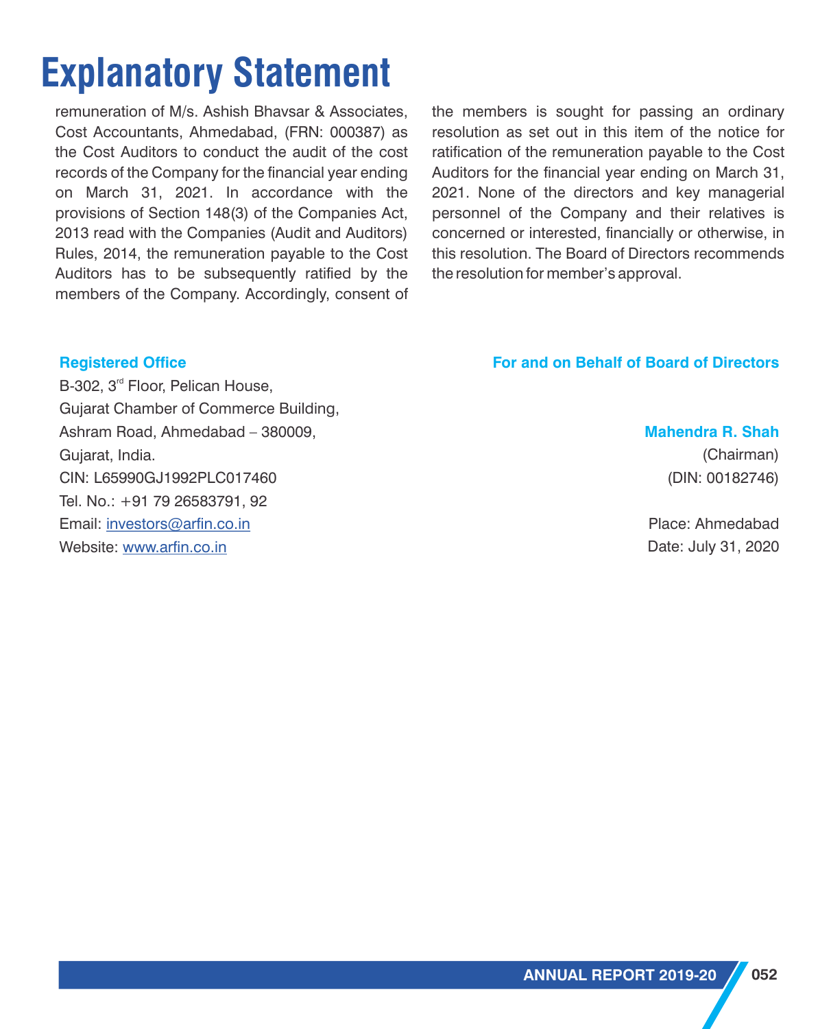# Explanatory Statement

remuneration of M/s. Ashish Bhavsar & Associates, Cost Accountants, Ahmedabad, (FRN: 000387) as the Cost Auditors to conduct the audit of the cost records of the Company for the financial year ending on March 31, 2021. In accordance with the provisions of Section 148(3) of the Companies Act, 2013 read with the Companies (Audit and Auditors) Rules, 2014, the remuneration payable to the Cost Auditors has to be subsequently ratified by the members of the Company. Accordingly, consent of the members is sought for passing an ordinary resolution as set out in this item of the notice for ratification of the remuneration payable to the Cost Auditors for the financial year ending on March 31, 2021. None of the directors and key managerial personnel of the Company and their relatives is concerned or interested, financially or otherwise, in this resolution. The Board of Directors recommends the resolution for member's approval.

**Registered Office**

B-302, 3rd Floor, Pelican House,
Gujarat Chamber of Commerce Building,
Ashram Road, Ahmedabad – 380009,
Gujarat, India.
CIN: L65990GJ1992PLC017460
Tel. No.: +91 79 26583791, 92
Email: investors@arfin.co.in
Website: www.arfin.co.in

**For and on Behalf of Board of Directors**

**Mahendra R. Shah**
(Chairman)
(DIN: 00182746)

Place: Ahmedabad
Date: July 31, 2020